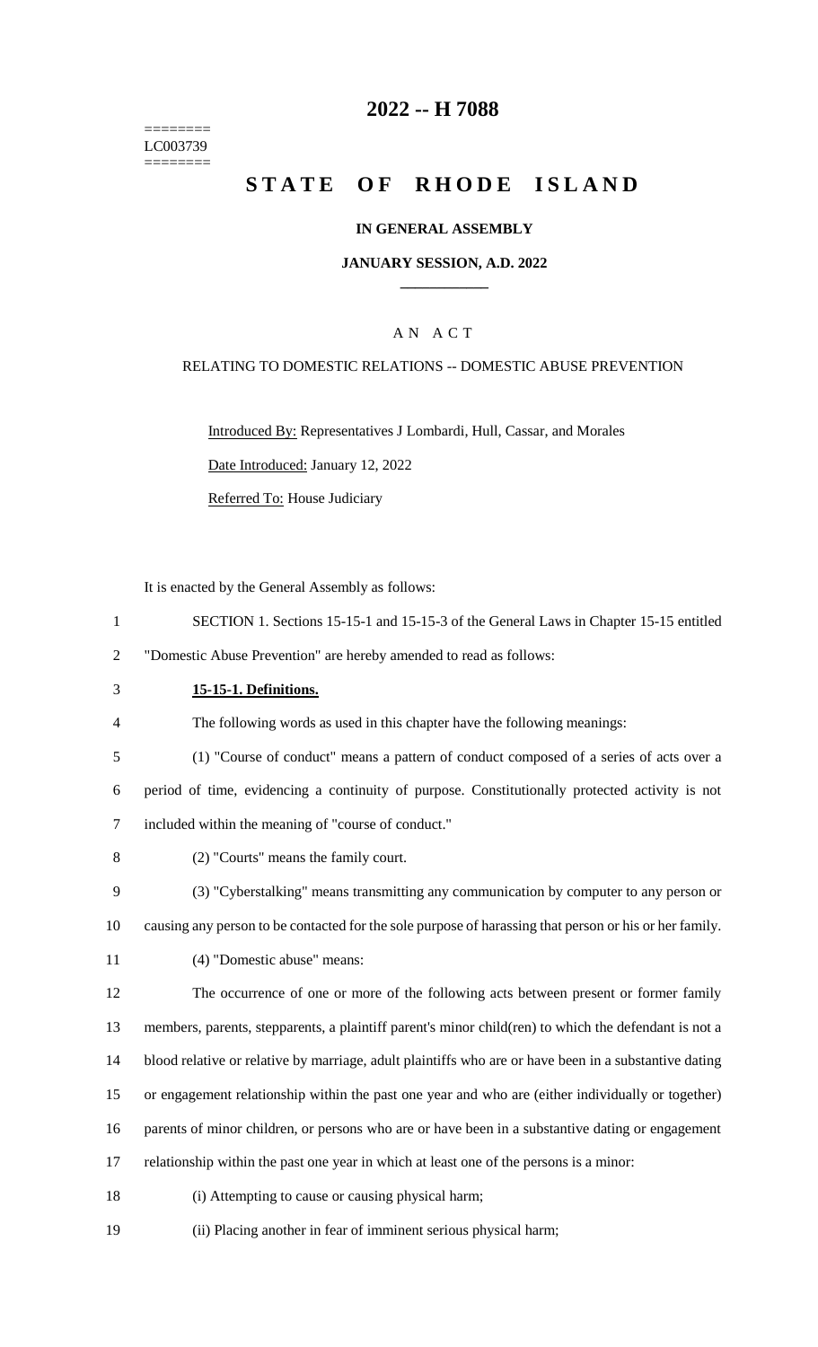========
LC003739
========

# 2022 -- H 7088

# STATE OF RHODE ISLAND

**IN GENERAL ASSEMBLY**

**JANUARY SESSION, A.D. 2022**

A N A C T

RELATING TO DOMESTIC RELATIONS -- DOMESTIC ABUSE PREVENTION

Introduced By: Representatives J Lombardi, Hull, Cassar, and Morales

Date Introduced: January 12, 2022

Referred To: House Judiciary

It is enacted by the General Assembly as follows:

SECTION 1. Sections 15-15-1 and 15-15-3 of the General Laws in Chapter 15-15 entitled "Domestic Abuse Prevention" are hereby amended to read as follows:

**15-15-1. Definitions.**

The following words as used in this chapter have the following meanings:

(1) "Course of conduct" means a pattern of conduct composed of a series of acts over a period of time, evidencing a continuity of purpose. Constitutionally protected activity is not included within the meaning of "course of conduct."

(2) "Courts" means the family court.

(3) "Cyberstalking" means transmitting any communication by computer to any person or causing any person to be contacted for the sole purpose of harassing that person or his or her family.

(4) "Domestic abuse" means:

The occurrence of one or more of the following acts between present or former family members, parents, stepparents, a plaintiff parent's minor child(ren) to which the defendant is not a blood relative or relative by marriage, adult plaintiffs who are or have been in a substantive dating or engagement relationship within the past one year and who are (either individually or together) parents of minor children, or persons who are or have been in a substantive dating or engagement relationship within the past one year in which at least one of the persons is a minor:

(i) Attempting to cause or causing physical harm;

(ii) Placing another in fear of imminent serious physical harm;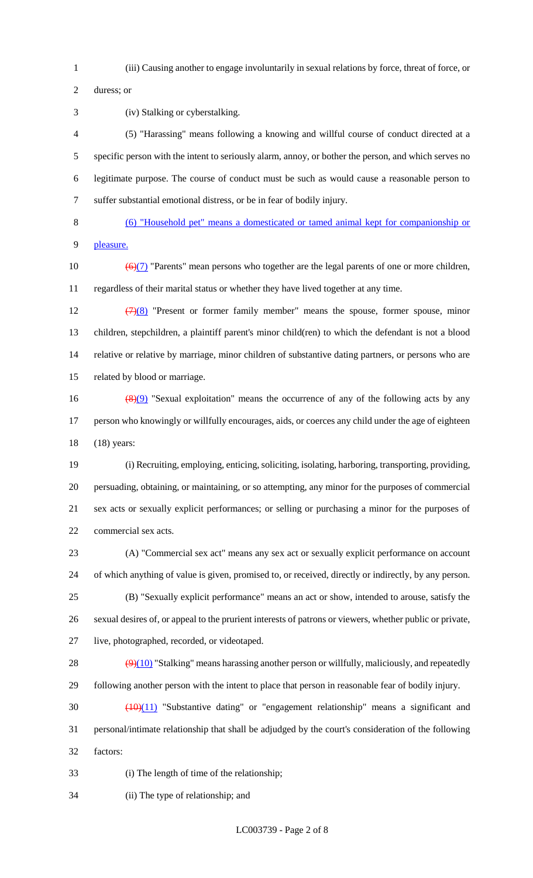(iii) Causing another to engage involuntarily in sexual relations by force, threat of force, or duress; or

(iv) Stalking or cyberstalking.

(5) "Harassing" means following a knowing and willful course of conduct directed at a specific person with the intent to seriously alarm, annoy, or bother the person, and which serves no legitimate purpose. The course of conduct must be such as would cause a reasonable person to suffer substantial emotional distress, or be in fear of bodily injury.

(6) "Household pet" means a domesticated or tamed animal kept for companionship or pleasure.

~~(6)~~(7) "Parents" mean persons who together are the legal parents of one or more children, regardless of their marital status or whether they have lived together at any time.

~~(7)~~(8) "Present or former family member" means the spouse, former spouse, minor children, stepchildren, a plaintiff parent's minor child(ren) to which the defendant is not a blood relative or relative by marriage, minor children of substantive dating partners, or persons who are related by blood or marriage.

~~(8)~~(9) "Sexual exploitation" means the occurrence of any of the following acts by any person who knowingly or willfully encourages, aids, or coerces any child under the age of eighteen (18) years:

(i) Recruiting, employing, enticing, soliciting, isolating, harboring, transporting, providing, persuading, obtaining, or maintaining, or so attempting, any minor for the purposes of commercial sex acts or sexually explicit performances; or selling or purchasing a minor for the purposes of commercial sex acts.

(A) "Commercial sex act" means any sex act or sexually explicit performance on account of which anything of value is given, promised to, or received, directly or indirectly, by any person.

(B) "Sexually explicit performance" means an act or show, intended to arouse, satisfy the sexual desires of, or appeal to the prurient interests of patrons or viewers, whether public or private, live, photographed, recorded, or videotaped.

~~(9)~~(10) "Stalking" means harassing another person or willfully, maliciously, and repeatedly following another person with the intent to place that person in reasonable fear of bodily injury.

~~(10)~~(11) "Substantive dating" or "engagement relationship" means a significant and personal/intimate relationship that shall be adjudged by the court's consideration of the following factors:

(i) The length of time of the relationship;

(ii) The type of relationship; and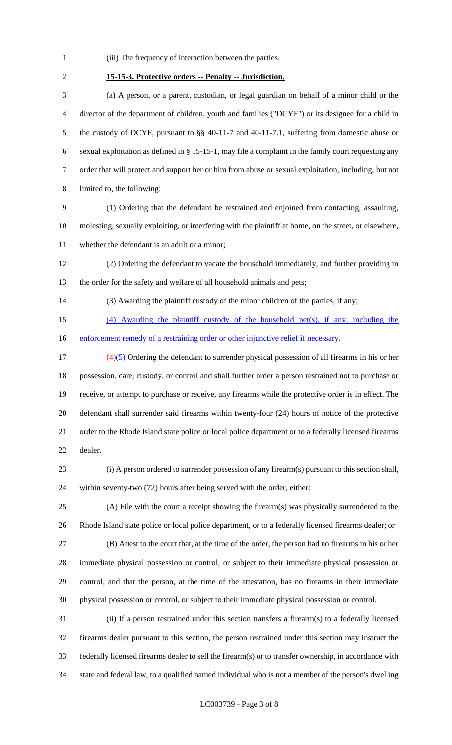(iii) The frequency of interaction between the parties.

**15-15-3. Protective orders -- Penalty -- Jurisdiction.**

(a) A person, or a parent, custodian, or legal guardian on behalf of a minor child or the director of the department of children, youth and families ("DCYF") or its designee for a child in the custody of DCYF, pursuant to §§ 40-11-7 and 40-11-7.1, suffering from domestic abuse or sexual exploitation as defined in § 15-15-1, may file a complaint in the family court requesting any order that will protect and support her or him from abuse or sexual exploitation, including, but not limited to, the following:

(1) Ordering that the defendant be restrained and enjoined from contacting, assaulting, molesting, sexually exploiting, or interfering with the plaintiff at home, on the street, or elsewhere, whether the defendant is an adult or a minor;

(2) Ordering the defendant to vacate the household immediately, and further providing in the order for the safety and welfare of all household animals and pets;

(3) Awarding the plaintiff custody of the minor children of the parties, if any;

(4) Awarding the plaintiff custody of the household pet(s), if any, including the enforcement remedy of a restraining order or other injunctive relief if necessary.

~~(4)~~(5) Ordering the defendant to surrender physical possession of all firearms in his or her possession, care, custody, or control and shall further order a person restrained not to purchase or receive, or attempt to purchase or receive, any firearms while the protective order is in effect. The defendant shall surrender said firearms within twenty-four (24) hours of notice of the protective order to the Rhode Island state police or local police department or to a federally licensed firearms dealer.

(i) A person ordered to surrender possession of any firearm(s) pursuant to this section shall, within seventy-two (72) hours after being served with the order, either:

(A) File with the court a receipt showing the firearm(s) was physically surrendered to the Rhode Island state police or local police department, or to a federally licensed firearms dealer; or

(B) Attest to the court that, at the time of the order, the person had no firearms in his or her immediate physical possession or control, or subject to their immediate physical possession or control, and that the person, at the time of the attestation, has no firearms in their immediate physical possession or control, or subject to their immediate physical possession or control.

(ii) If a person restrained under this section transfers a firearm(s) to a federally licensed firearms dealer pursuant to this section, the person restrained under this section may instruct the federally licensed firearms dealer to sell the firearm(s) or to transfer ownership, in accordance with state and federal law, to a qualified named individual who is not a member of the person's dwelling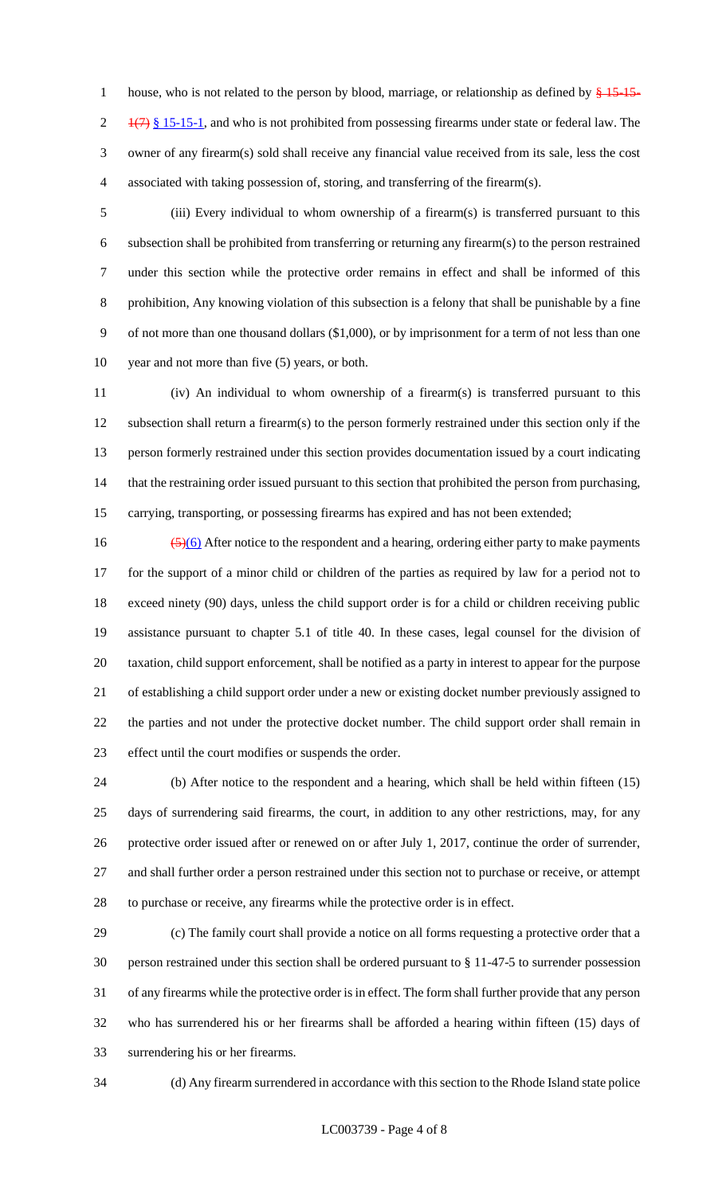house, who is not related to the person by blood, marriage, or relationship as defined by ~~§ 15-15-1(7)~~ § 15-15-1, and who is not prohibited from possessing firearms under state or federal law. The owner of any firearm(s) sold shall receive any financial value received from its sale, less the cost associated with taking possession of, storing, and transferring of the firearm(s).

(iii) Every individual to whom ownership of a firearm(s) is transferred pursuant to this subsection shall be prohibited from transferring or returning any firearm(s) to the person restrained under this section while the protective order remains in effect and shall be informed of this prohibition, Any knowing violation of this subsection is a felony that shall be punishable by a fine of not more than one thousand dollars ($1,000), or by imprisonment for a term of not less than one year and not more than five (5) years, or both.

(iv) An individual to whom ownership of a firearm(s) is transferred pursuant to this subsection shall return a firearm(s) to the person formerly restrained under this section only if the person formerly restrained under this section provides documentation issued by a court indicating that the restraining order issued pursuant to this section that prohibited the person from purchasing, carrying, transporting, or possessing firearms has expired and has not been extended;

~~(5)~~(6) After notice to the respondent and a hearing, ordering either party to make payments for the support of a minor child or children of the parties as required by law for a period not to exceed ninety (90) days, unless the child support order is for a child or children receiving public assistance pursuant to chapter 5.1 of title 40. In these cases, legal counsel for the division of taxation, child support enforcement, shall be notified as a party in interest to appear for the purpose of establishing a child support order under a new or existing docket number previously assigned to the parties and not under the protective docket number. The child support order shall remain in effect until the court modifies or suspends the order.

(b) After notice to the respondent and a hearing, which shall be held within fifteen (15) days of surrendering said firearms, the court, in addition to any other restrictions, may, for any protective order issued after or renewed on or after July 1, 2017, continue the order of surrender, and shall further order a person restrained under this section not to purchase or receive, or attempt to purchase or receive, any firearms while the protective order is in effect.

(c) The family court shall provide a notice on all forms requesting a protective order that a person restrained under this section shall be ordered pursuant to § 11-47-5 to surrender possession of any firearms while the protective order is in effect. The form shall further provide that any person who has surrendered his or her firearms shall be afforded a hearing within fifteen (15) days of surrendering his or her firearms.

(d) Any firearm surrendered in accordance with this section to the Rhode Island state police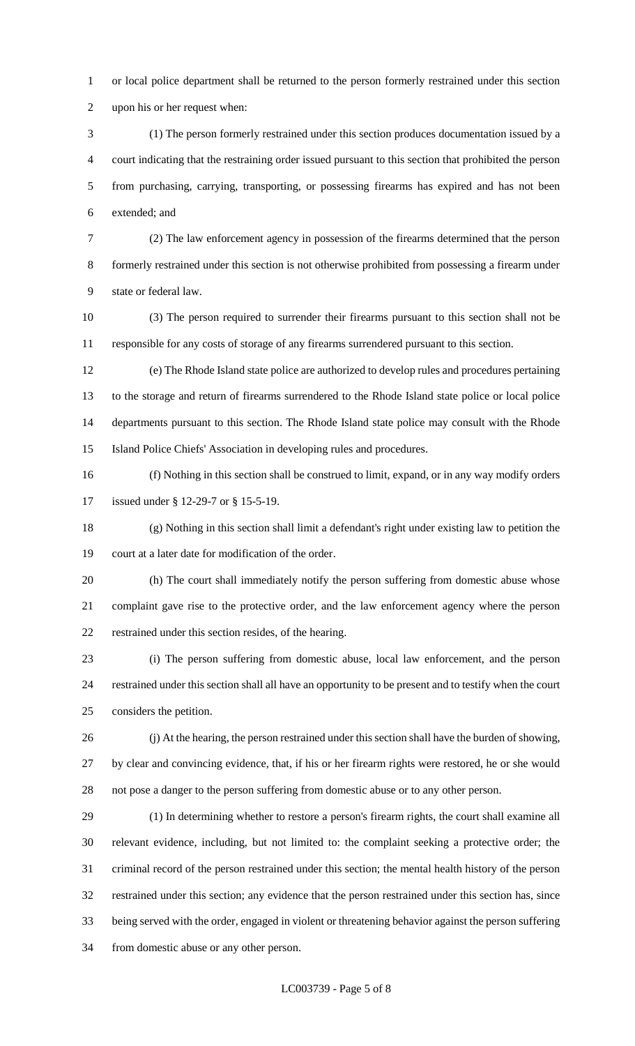or local police department shall be returned to the person formerly restrained under this section upon his or her request when:

(1) The person formerly restrained under this section produces documentation issued by a court indicating that the restraining order issued pursuant to this section that prohibited the person from purchasing, carrying, transporting, or possessing firearms has expired and has not been extended; and

(2) The law enforcement agency in possession of the firearms determined that the person formerly restrained under this section is not otherwise prohibited from possessing a firearm under state or federal law.

(3) The person required to surrender their firearms pursuant to this section shall not be responsible for any costs of storage of any firearms surrendered pursuant to this section.

(e) The Rhode Island state police are authorized to develop rules and procedures pertaining to the storage and return of firearms surrendered to the Rhode Island state police or local police departments pursuant to this section. The Rhode Island state police may consult with the Rhode Island Police Chiefs' Association in developing rules and procedures.

(f) Nothing in this section shall be construed to limit, expand, or in any way modify orders issued under § 12-29-7 or § 15-5-19.

(g) Nothing in this section shall limit a defendant's right under existing law to petition the court at a later date for modification of the order.

(h) The court shall immediately notify the person suffering from domestic abuse whose complaint gave rise to the protective order, and the law enforcement agency where the person restrained under this section resides, of the hearing.

(i) The person suffering from domestic abuse, local law enforcement, and the person restrained under this section shall all have an opportunity to be present and to testify when the court considers the petition.

(j) At the hearing, the person restrained under this section shall have the burden of showing, by clear and convincing evidence, that, if his or her firearm rights were restored, he or she would not pose a danger to the person suffering from domestic abuse or to any other person.

(1) In determining whether to restore a person's firearm rights, the court shall examine all relevant evidence, including, but not limited to: the complaint seeking a protective order; the criminal record of the person restrained under this section; the mental health history of the person restrained under this section; any evidence that the person restrained under this section has, since being served with the order, engaged in violent or threatening behavior against the person suffering from domestic abuse or any other person.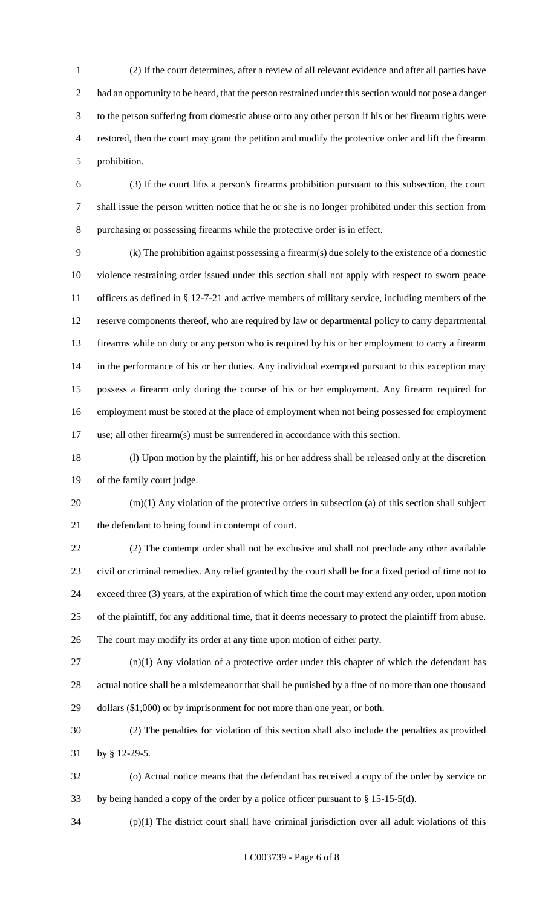(2) If the court determines, after a review of all relevant evidence and after all parties have had an opportunity to be heard, that the person restrained under this section would not pose a danger to the person suffering from domestic abuse or to any other person if his or her firearm rights were restored, then the court may grant the petition and modify the protective order and lift the firearm prohibition.

(3) If the court lifts a person's firearms prohibition pursuant to this subsection, the court shall issue the person written notice that he or she is no longer prohibited under this section from purchasing or possessing firearms while the protective order is in effect.

(k) The prohibition against possessing a firearm(s) due solely to the existence of a domestic violence restraining order issued under this section shall not apply with respect to sworn peace officers as defined in § 12-7-21 and active members of military service, including members of the reserve components thereof, who are required by law or departmental policy to carry departmental firearms while on duty or any person who is required by his or her employment to carry a firearm in the performance of his or her duties. Any individual exempted pursuant to this exception may possess a firearm only during the course of his or her employment. Any firearm required for employment must be stored at the place of employment when not being possessed for employment use; all other firearm(s) must be surrendered in accordance with this section.

(l) Upon motion by the plaintiff, his or her address shall be released only at the discretion of the family court judge.

(m)(1) Any violation of the protective orders in subsection (a) of this section shall subject the defendant to being found in contempt of court.

(2) The contempt order shall not be exclusive and shall not preclude any other available civil or criminal remedies. Any relief granted by the court shall be for a fixed period of time not to exceed three (3) years, at the expiration of which time the court may extend any order, upon motion of the plaintiff, for any additional time, that it deems necessary to protect the plaintiff from abuse. The court may modify its order at any time upon motion of either party.

(n)(1) Any violation of a protective order under this chapter of which the defendant has actual notice shall be a misdemeanor that shall be punished by a fine of no more than one thousand dollars ($1,000) or by imprisonment for not more than one year, or both.

(2) The penalties for violation of this section shall also include the penalties as provided by § 12-29-5.

(o) Actual notice means that the defendant has received a copy of the order by service or by being handed a copy of the order by a police officer pursuant to § 15-15-5(d).

(p)(1) The district court shall have criminal jurisdiction over all adult violations of this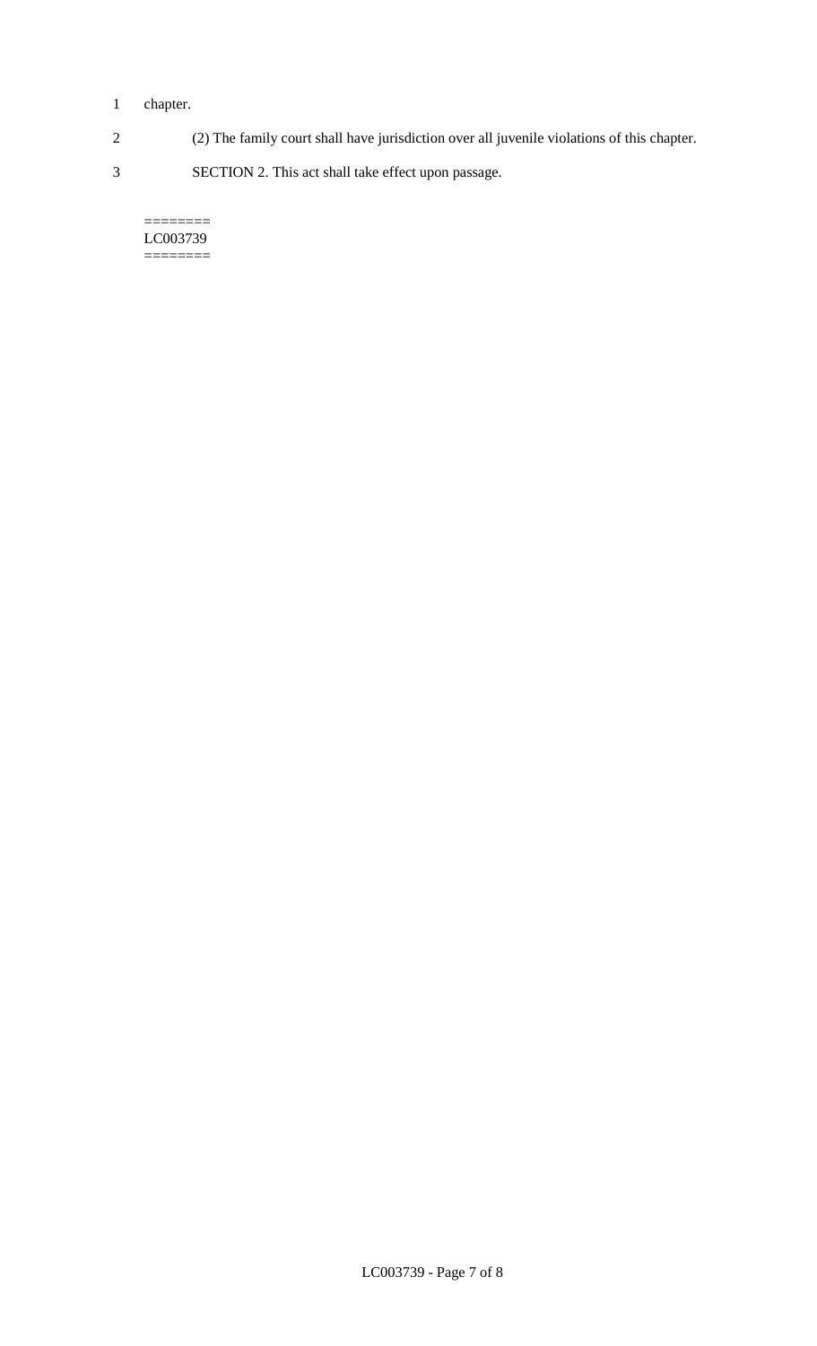chapter.

(2) The family court shall have jurisdiction over all juvenile violations of this chapter.

SECTION 2. This act shall take effect upon passage.

========
LC003739
========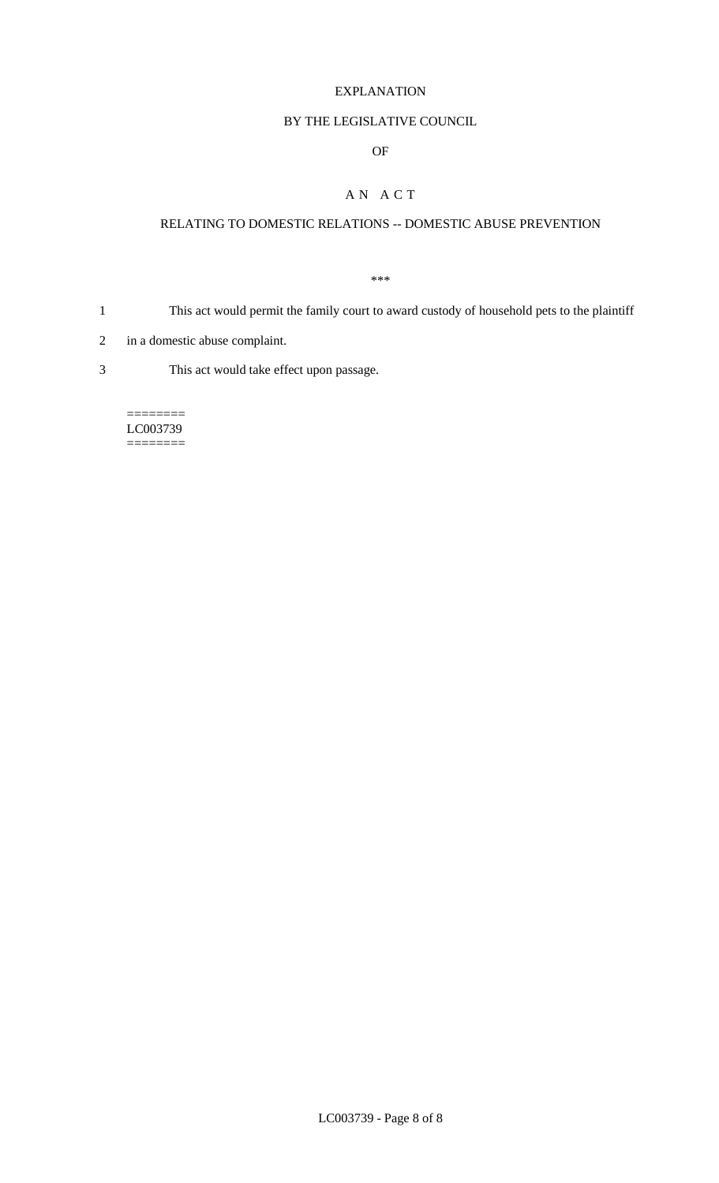EXPLANATION

BY THE LEGISLATIVE COUNCIL

OF

A N A C T

RELATING TO DOMESTIC RELATIONS -- DOMESTIC ABUSE PREVENTION

***

1 This act would permit the family court to award custody of household pets to the plaintiff

2 in a domestic abuse complaint.

3 This act would take effect upon passage.

========
LC003739
========